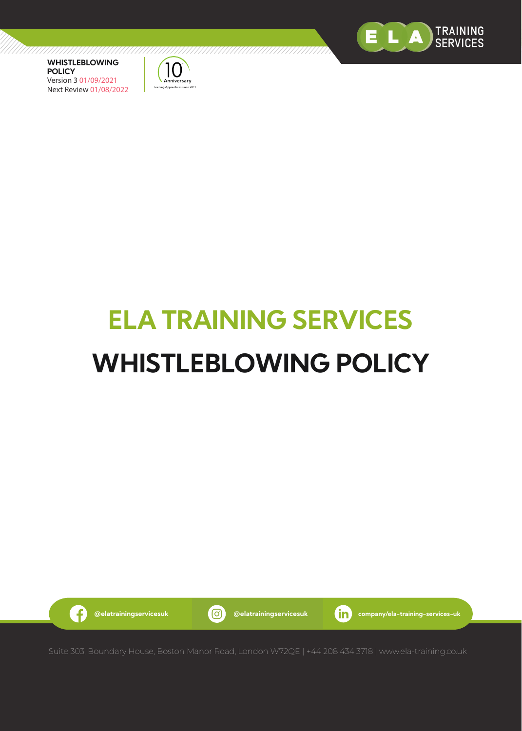**WHISTLEBLOWING POLICY**
Version 3 01/09/2021
Next Review 01/08/2022

# ELA TRAINING SERVICES

# WHISTLEBLOWING POLICY

@elatrainingservicesuk | @elatrainingservicesuk | company/ela-training-services-uk

Suite 303, Boundary House, Boston Manor Road, London W72QE | +44 208 434 3718 | www.ela-training.co.uk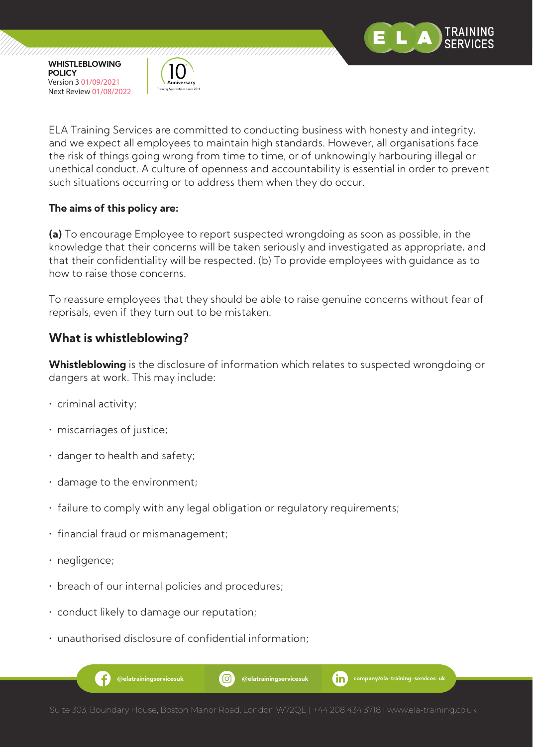ELA Training Services are committed to conducting business with honesty and integrity, and we expect all employees to maintain high standards. However, all organisations face the risk of things going wrong from time to time, or of unknowingly harbouring illegal or unethical conduct. A culture of openness and accountability is essential in order to prevent such situations occurring or to address them when they do occur.

**The aims of this policy are:**

**(a)** To encourage Employee to report suspected wrongdoing as soon as possible, in the knowledge that their concerns will be taken seriously and investigated as appropriate, and that their confidentiality will be respected. (b) To provide employees with guidance as to how to raise those concerns.

To reassure employees that they should be able to raise genuine concerns without fear of reprisals, even if they turn out to be mistaken.

## What is whistleblowing?

**Whistleblowing** is the disclosure of information which relates to suspected wrongdoing or dangers at work. This may include:

- criminal activity;
- miscarriages of justice;
- danger to health and safety;
- damage to the environment;
- failure to comply with any legal obligation or regulatory requirements;
- financial fraud or mismanagement;
- negligence;
- breach of our internal policies and procedures;
- conduct likely to damage our reputation;
- unauthorised disclosure of confidential information;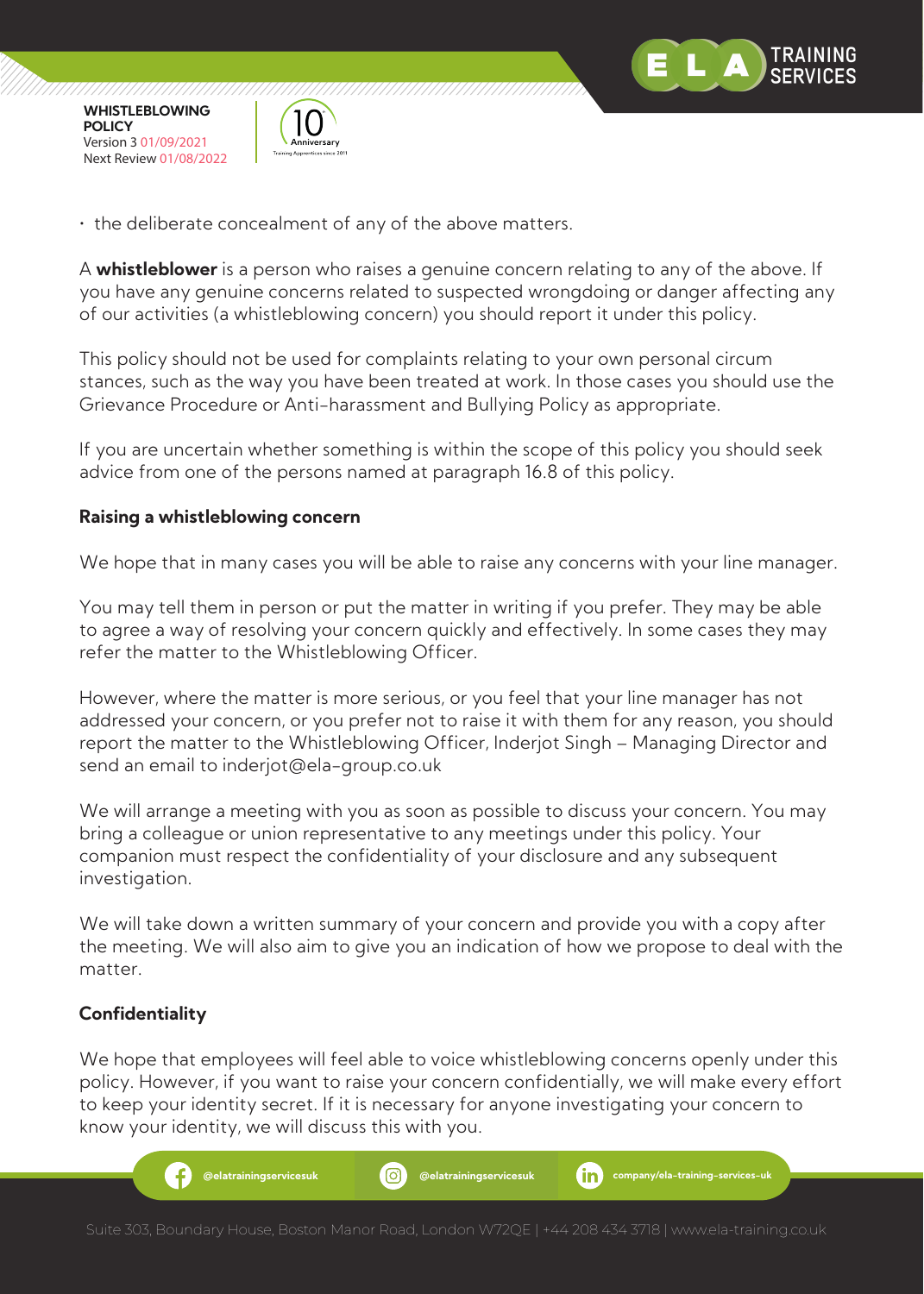- the deliberate concealment of any of the above matters.

A **whistleblower** is a person who raises a genuine concern relating to any of the above. If you have any genuine concerns related to suspected wrongdoing or danger affecting any of our activities (a whistleblowing concern) you should report it under this policy.

This policy should not be used for complaints relating to your own personal circum stances, such as the way you have been treated at work. In those cases you should use the Grievance Procedure or Anti-harassment and Bullying Policy as appropriate.

If you are uncertain whether something is within the scope of this policy you should seek advice from one of the persons named at paragraph 16.8 of this policy.

**Raising a whistleblowing concern**

We hope that in many cases you will be able to raise any concerns with your line manager.

You may tell them in person or put the matter in writing if you prefer. They may be able to agree a way of resolving your concern quickly and effectively. In some cases they may refer the matter to the Whistleblowing Officer.

However, where the matter is more serious, or you feel that your line manager has not addressed your concern, or you prefer not to raise it with them for any reason, you should report the matter to the Whistleblowing Officer, Inderjot Singh – Managing Director and send an email to inderjot@ela-group.co.uk

We will arrange a meeting with you as soon as possible to discuss your concern. You may bring a colleague or union representative to any meetings under this policy. Your companion must respect the confidentiality of your disclosure and any subsequent investigation.

We will take down a written summary of your concern and provide you with a copy after the meeting. We will also aim to give you an indication of how we propose to deal with the matter.

**Confidentiality**

We hope that employees will feel able to voice whistleblowing concerns openly under this policy. However, if you want to raise your concern confidentially, we will make every effort to keep your identity secret. If it is necessary for anyone investigating your concern to know your identity, we will discuss this with you.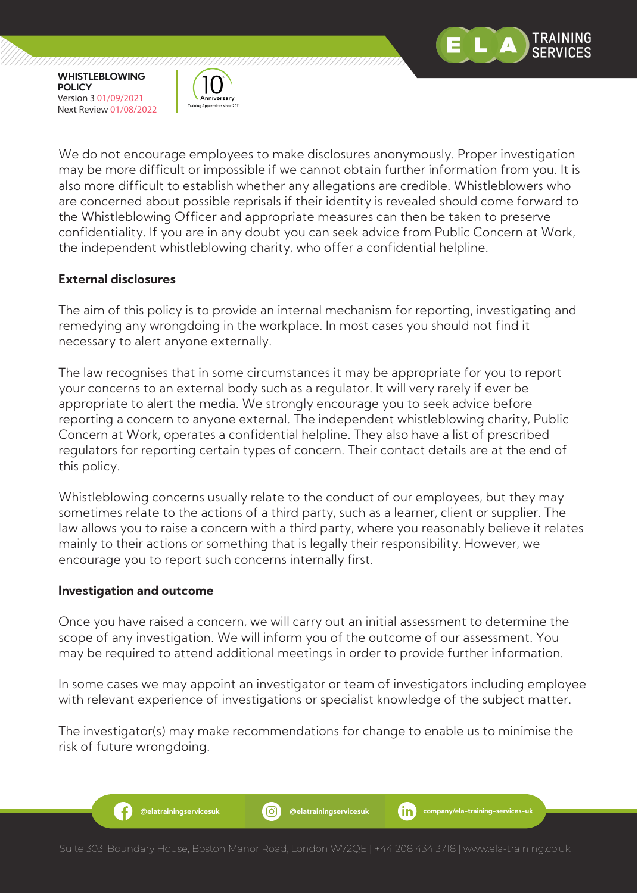We do not encourage employees to make disclosures anonymously. Proper investigation may be more difficult or impossible if we cannot obtain further information from you. It is also more difficult to establish whether any allegations are credible. Whistleblowers who are concerned about possible reprisals if their identity is revealed should come forward to the Whistleblowing Officer and appropriate measures can then be taken to preserve confidentiality. If you are in any doubt you can seek advice from Public Concern at Work, the independent whistleblowing charity, who offer a confidential helpline.

**External disclosures**

The aim of this policy is to provide an internal mechanism for reporting, investigating and remedying any wrongdoing in the workplace. In most cases you should not find it necessary to alert anyone externally.

The law recognises that in some circumstances it may be appropriate for you to report your concerns to an external body such as a regulator. It will very rarely if ever be appropriate to alert the media. We strongly encourage you to seek advice before reporting a concern to anyone external. The independent whistleblowing charity, Public Concern at Work, operates a confidential helpline. They also have a list of prescribed regulators for reporting certain types of concern. Their contact details are at the end of this policy.

Whistleblowing concerns usually relate to the conduct of our employees, but they may sometimes relate to the actions of a third party, such as a learner, client or supplier. The law allows you to raise a concern with a third party, where you reasonably believe it relates mainly to their actions or something that is legally their responsibility. However, we encourage you to report such concerns internally first.

**Investigation and outcome**

Once you have raised a concern, we will carry out an initial assessment to determine the scope of any investigation. We will inform you of the outcome of our assessment. You may be required to attend additional meetings in order to provide further information.

In some cases we may appoint an investigator or team of investigators including employee with relevant experience of investigations or specialist knowledge of the subject matter.

The investigator(s) may make recommendations for change to enable us to minimise the risk of future wrongdoing.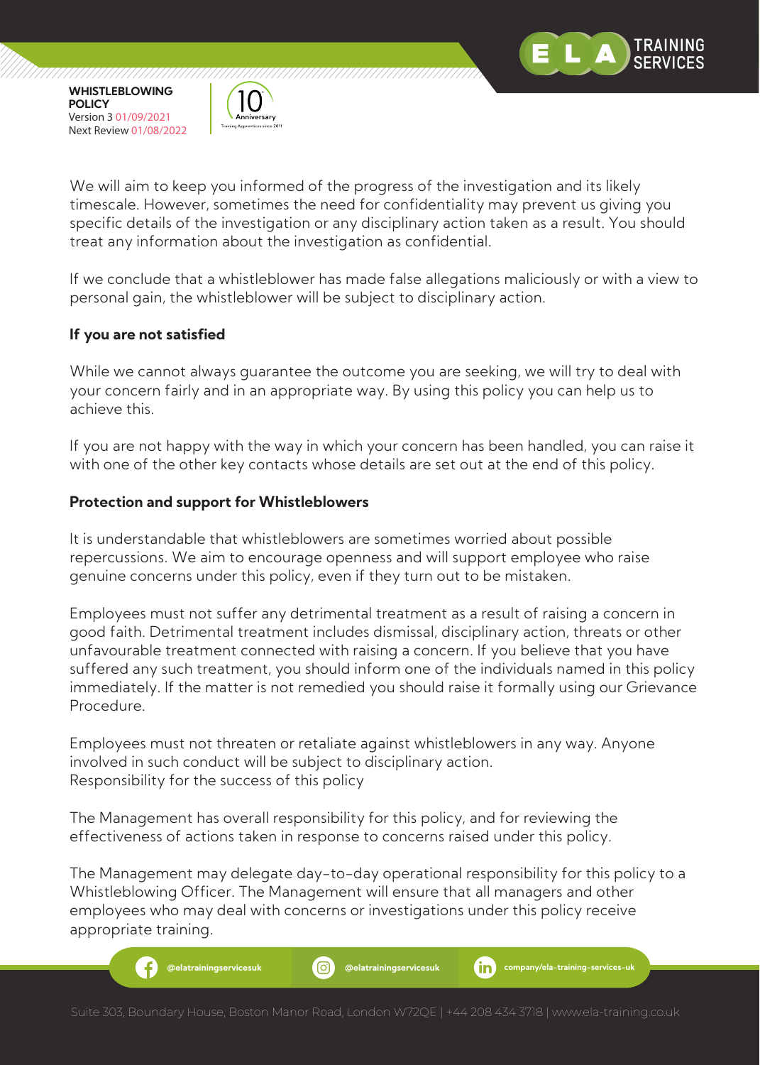We will aim to keep you informed of the progress of the investigation and its likely timescale. However, sometimes the need for confidentiality may prevent us giving you specific details of the investigation or any disciplinary action taken as a result. You should treat any information about the investigation as confidential.

If we conclude that a whistleblower has made false allegations maliciously or with a view to personal gain, the whistleblower will be subject to disciplinary action.

**If you are not satisfied**

While we cannot always guarantee the outcome you are seeking, we will try to deal with your concern fairly and in an appropriate way. By using this policy you can help us to achieve this.

If you are not happy with the way in which your concern has been handled, you can raise it with one of the other key contacts whose details are set out at the end of this policy.

**Protection and support for Whistleblowers**

It is understandable that whistleblowers are sometimes worried about possible repercussions. We aim to encourage openness and will support employee who raise genuine concerns under this policy, even if they turn out to be mistaken.

Employees must not suffer any detrimental treatment as a result of raising a concern in good faith. Detrimental treatment includes dismissal, disciplinary action, threats or other unfavourable treatment connected with raising a concern. If you believe that you have suffered any such treatment, you should inform one of the individuals named in this policy immediately. If the matter is not remedied you should raise it formally using our Grievance Procedure.

Employees must not threaten or retaliate against whistleblowers in any way. Anyone involved in such conduct will be subject to disciplinary action.
Responsibility for the success of this policy

The Management has overall responsibility for this policy, and for reviewing the effectiveness of actions taken in response to concerns raised under this policy.

The Management may delegate day-to-day operational responsibility for this policy to a Whistleblowing Officer. The Management will ensure that all managers and other employees who may deal with concerns or investigations under this policy receive appropriate training.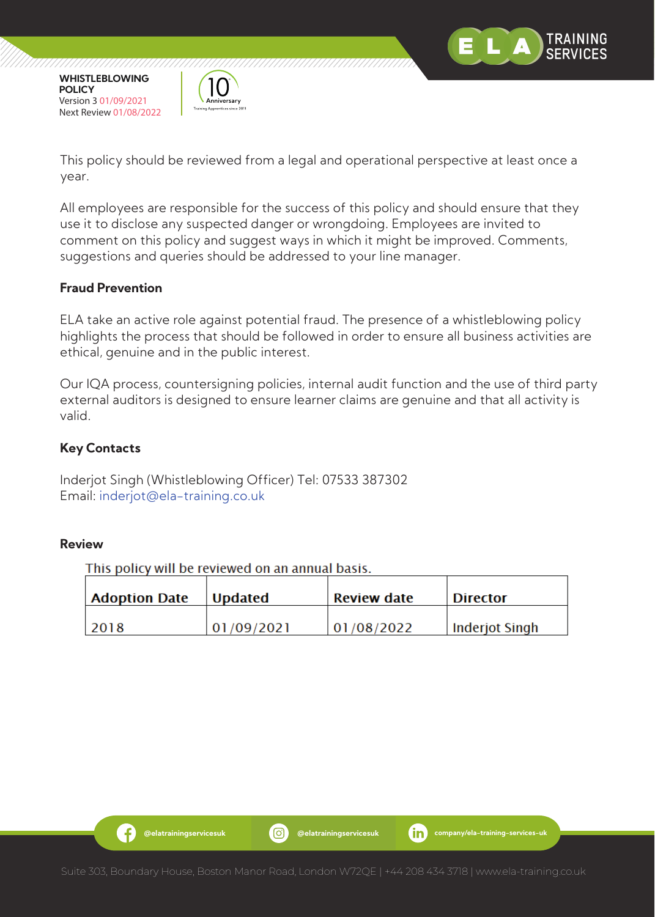This policy should be reviewed from a legal and operational perspective at least once a year.

All employees are responsible for the success of this policy and should ensure that they use it to disclose any suspected danger or wrongdoing. Employees are invited to comment on this policy and suggest ways in which it might be improved. Comments, suggestions and queries should be addressed to your line manager.

### Fraud Prevention

ELA take an active role against potential fraud. The presence of a whistleblowing policy highlights the process that should be followed in order to ensure all business activities are ethical, genuine and in the public interest.

Our IQA process, countersigning policies, internal audit function and the use of third party external auditors is designed to ensure learner claims are genuine and that all activity is valid.

### Key Contacts

Inderjot Singh (Whistleblowing Officer) Tel: 07533 387302
Email: inderjot@ela-training.co.uk

### Review

This policy will be reviewed on an annual basis.

| Adoption Date | Updated | Review date | Director |
|---|---|---|---|
| 2018 | 01/09/2021 | 01/08/2022 | Inderjot Singh |